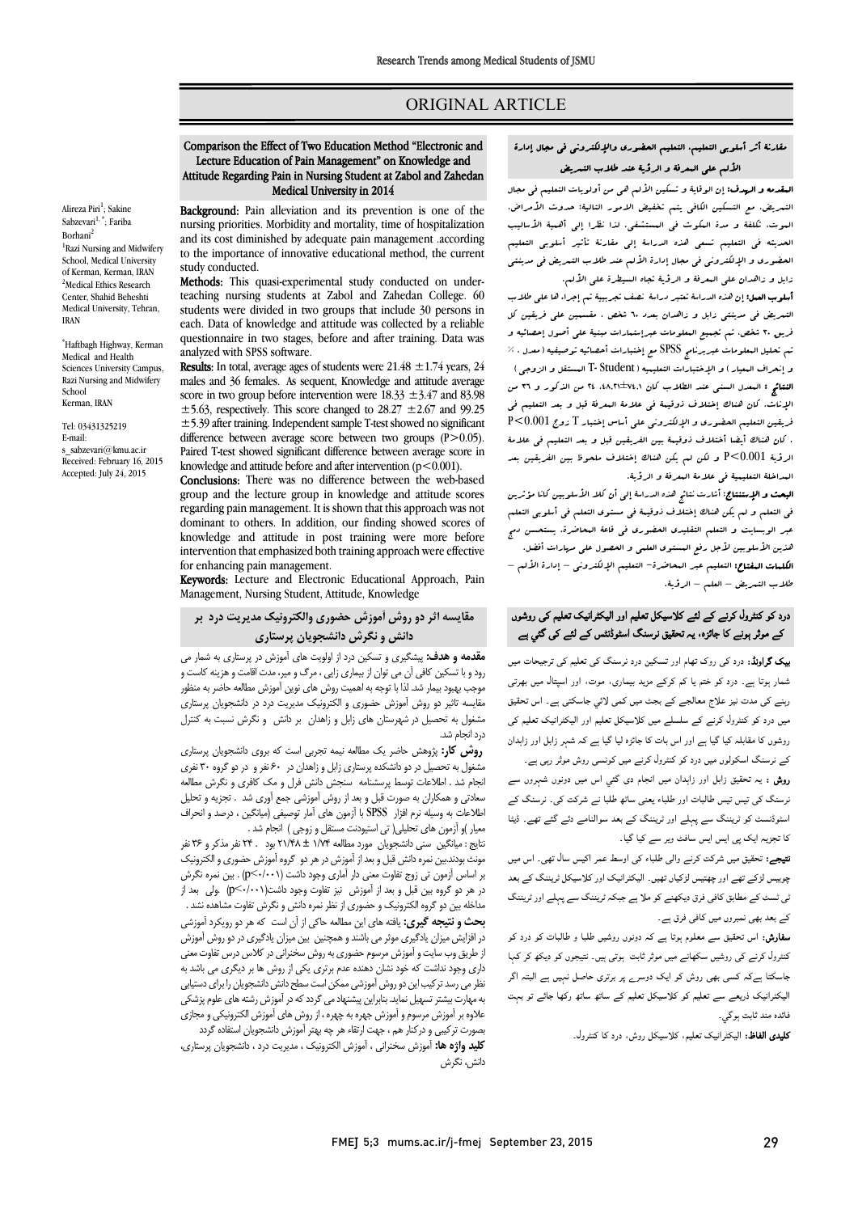# ORIGINAL ARTICLE

## Comparison the Effect of Two Education Method "Electronic and Lecture Education of Pain Management" on Knowledge and Attitude Regarding Pain in Nursing Student at Zabol and Zahedan Medical University in 2014

Alireza Piri[1]; Sakine Sabzevari[1,*]; Fariba Borhani[2]

[1]Razi Nursing and Midwifery School, Medical University of Kerman, Kerman, IRAN

[2]Medical Ethics Research Center, Shahid Beheshti Medical University, Tehran, IRAN

*Haftbagh Highway, Kerman Medical and Health Sciences University Campus, Razi Nursing and Midwifery School Kerman, IRAN

Tel: 03431325219
E-mail: s_sabzevari@kmu.ac.ir
Received: February 16, 2015
Accepted: July 24, 2015

**Background:** Pain alleviation and its prevention is one of the nursing priorities. Morbidity and mortality, time of hospitalization and its cost diminished by adequate pain management .according to the importance of innovative educational method, the current study conducted.

**Methods:** This quasi-experimental study conducted on under-teaching nursing students at Zabol and Zahedan College. 60 students were divided in two groups that include 30 persons in each. Data of knowledge and attitude was collected by a reliable questionnaire in two stages, before and after training. Data was analyzed with SPSS software.

**Results:** In total, average ages of students were 21.48 ±1.74 years, 24 males and 36 females. As sequent, Knowledge and attitude average score in two group before intervention were 18.33 ±3.47 and 83.98 ±5.63, respectively. This score changed to 28.27 ±2.67 and 99.25 ±5.39 after training. Independent sample T-test showed no significant difference between average score between two groups (P>0.05). Paired T-test showed significant difference between average score in knowledge and attitude before and after intervention (p<0.001).

**Conclusions:** There was no difference between the web-based group and the lecture group in knowledge and attitude scores regarding pain management. It is shown that this approach was not dominant to others. In addition, our finding showed scores of knowledge and attitude in post training were more before intervention that emphasized both training approach were effective for enhancing pain management.

**Keywords:** Lecture and Electronic Educational Approach, Pain Management, Nursing Student, Attitude, Knowledge

## مقارنة أثر أسلوبي التعليم، التعليم الحضوري والإلكتروني في مجال إدارة الألم على المعرفة و الرؤية عند طلاب التمريض

**المقدمه و الهدف:** إن الوقاية و تسكين الألم هي من أولويات التعليم في مجال التمريض. مع التسكين الكافي يتم تخفيض الامور التالية: حدوث الأمراض، الموت، تكلفة و مدة المكوث في المستشفى. لذا نظرا إلى أهمية الأساليب الحديثه في التعليم تسعى هذه الدراسة إلى مقارنة تأثير أسلوبي التعليم الحضوري و الإلكتروني في مجال إدارة الألم عند طلاب التمريض في مدينتي زابل و زاهدان على المعرفة و الرؤية تجاه السيطرة على الألم.

**أسلوب العمل:** إن هذه الدراسة تعتبر دراسة نصف تجريبية تم إجراء ها على طلاب التمريض في مدينتي زابل و زاهدان بعدد ٦٠ شخص ، مقسمين على فريقين كل فريق ٣٠ شخص. تم تجميع المعلومات عبرإستمارات مبنية على أصول إحصائيه و تم تحليل المعلومات عبربرنامج SPSS مع إختبارات أحصائيه توصيفيه ( معدل ، ٪ و إنحراف المعيار ) و الإختبارات التعليميه ( T- Student المستقل و الزوجي )

**النتائج :** المعدل السني عند الطلاب كان ٢١،٤٨±١،٧٤، ٢٤ من الذكور و ٣٦ من الإناث. كان هناك إختلاف ذوقيمة في علامة المعرفة قبل و بعد التعليم في فريقين التعليم الحضوري و الإلكتروني على أساس إختبار T زوج P<0.001 ، كان هناك أيضا أختلاف ذوقيمة بين الفريقين قبل و بعد التعليم في علامة الرؤية P<0.001 و لكن لم يكن هناك إختلاف ملحوظ بين الفريقين بعد المداخلة التعليمية في علامة المعرفة و الرؤية.

**البحث و الإستنتاج:** أشارت نتائج هذه الدراسة إلى أن كلا الأسلوبين كانا مؤثرين في التعلم و لم يكن هناك إختلاف ذوقيمة في مستوى التعلم في أسلوبي التعلم عبر الويبسايت و التعلم التقليدي الحضوري في قاعة المحاضرة. يستحسن دمج هذين الأسلوبين لأجل رفع المستوى العلمي و الحصول على مهارات أفضل.

**الكلمات المفتاح:** التعليم عبر المحاضرة– التعليم الإلكتروني – إدارة الألم – طلاب التمريض – العلم – الرؤية.

## مقایسه اثر دو روش آموزش حضوری والکترونیک مدیریت درد بر دانش و نگرش دانشجویان پرستاری

**مقدمه و هدف:** پیشگیری و تسکین درد از اولویت های آموزش در پرستاری به شمار می رود و با تسکین کافی آن می توان از بیماری زایی ، مرگ و میر، مدت اقامت و هزینه کاست و موجب بهبود بیمار شد لذا با توجه به اهمیت روش های نوین آموزش مطالعه حاضر به منظور مقایسه تاثیر دو روش آموزش حضوری و الکترونیک مدیریت درد در دانشجویان پرستاری مشغول به تحصیل در شهرستان های زابل و زاهدان بر دانش و نگرش نسبت به کنترل درد انجام شد.

**روش کار:** پژوهش حاضر یک مطالعه نیمه تجربی است که بروی دانشجویان پرستاری مشغول به تحصیل در دو دانشکده پرستاری زابل و زاهدان در ۶۰ نفر و در دو گروه ۳۰ نفری انجام شد . اطلاعات توسط پرسشنامه سنجش دانش فرل و مک کافری و نگرش مطالعه سعادتی و همکاران به صورت قبل و بعد از روش آموزشی جمع آوری شد . تجزیه و تحلیل اطلاعات به وسیله نرم افزار SPSS با آزمون های آمار توصیفی (میانگین ، درصد و انحراف معیار )و آزمون های تحلیلی( تی استیودنت مستقل و زوجی ) انجام شد .

نتایج : میانگین سنی دانشجویان مورد مطالعه ۱/۷۴ ± ۲۱/۴۸ بود . ۲۴ نفر مذکر و ۳۶ نفر مونث بودند.بین نمره دانش قبل و بعد از آموزش در هر دو گروه آموزش حضوری و الکترونیک بر اساس آزمون تی زوج تفاوت معنی دار آماری وجود داشت (p<۰/۰۰۱) . بین نمره نگرش در هر دو گروه بین قبل و بعد از آموزش نیز تفاوت وجود داشت(p<۰/۰۰۱) .ولی بعد از مداخله بین دو گروه الکترونیک و حضوری از نظر نمره دانش و نگرش تفاوت مشاهده نشد .

**بحث و نتیجه گیری:** یافته های این مطالعه حاکی از آن است که هر دو رویکرد آموزشی در افزایش میزان یادگیری موثر می باشند و همچنین بین میزان یادگیری در دو روش آموزش از طریق وب سایت و آموزش مرسوم حضوری به روش سخنرانی در کلاس درس تفاوت معنی داری وجود نداشت که خود نشان دهنده عدم برتری یکی از روش ها بر دیگری می باشد به نظر می رسد ترکیب این دو روش آموزشی ممکن است سطح دانش دانشجویان را برای دستیابی به مهارت بیشتر تسهیل نماید. بنابراین پیشنهاد می گردد که در آموزش رشته های علوم پزشکی علاوه بر آموزش مرسوم و آموزش چهره به چهره ، از روش های آموزش الکترونیکی و مجازی بصورت ترکیبی و درکنار هم ، جهت ارتقاء هر چه بهتر آموزش دانشجویان استفاده گردد

**کلید واژه ها:** آموزش سخنرانی ، آموزش الکترونیک ، مدیریت درد ، دانشجویان پرستاری، دانش، نگرش

## درد کو کنٹرول کرنے کے لئے کلاسیکل تعلیم اور الیکٹرانیک تعلیم کی روشوں کے موثر ہونے کا جائزہ، یہ تحقیق نرسنگ اسٹوڈنٹس کے لئے کی گئي ہے

**بیک گراونڈ:** درد کی روک تھام اور تسکین درد نرسنگ کی تعلیم کی ترجیحات میں شمار ہوتا ہے۔ درد کو ختم یا کم کرکے مزید بیماری، موت، اور اسپتال میں بہتری رہنے کی مدت نیز علاج معالجے کے بجٹ میں کمی لائي جاسکتی ہے۔ اس تحقیق میں درد کو کنٹرول کرنے کے سلسلے میں کلاسیکل تعلیم اور الیکٹرانیک تعلیم کی روشوں کا مقابلہ کیا گیا ہے اور اس بات کا جائزہ لیا گیا ہے کہ شہر زابل اور زاہدان کے نرسنگ اسکولوں میں درد کو کنٹرول کرنے میں کونسی روش موثر رہی ہے۔

**روش:** یہ تحقیق زابل اور زاہدان میں انجام دی گئي اس میں دونوں شہروں سے نرسنگ کی تیس تیس طالبات اور طلباء یعنی ساٹھ طلبا نے شرکت کی۔ نرسنگ کے اسٹوڈنٹس کو ٹریننگ سے پہلے اور ٹریننگ کے بعد سوالنامے دئے گئے تھے۔ ڈیٹا کا تجزیہ ایک پی ایس ایس سافٹ ویر سے کیا گيا۔

**نتیجے:** تحقیق میں شرکت کرنے والے طلباء کی اوسط عمر اکیس سال تھی۔ اس میں چوبیس لڑکے تھے اور چھتیس لڑکیاں تھیں۔ الیکٹرانیک اور کلاسیکل ٹریننگ کے بعد ٹی ٹسٹ کے مطابق کافی فرق دیکھنے کو ملا ہے جبکہ ٹریننگ سے پہلے اور ٹریننگ کے بعد بھی نمبروں میں کافی فرق ہے۔

**سفارش:** اس تحقیق سے معلوم ہوتا ہے کہ دونوں روشیں طلبا و طالبات کو درد کو کنٹرول کرنے کی روشیں سکھانے میں موثر ثابت ہوتی ہیں۔ نتیجوں کو دیکھ کر کہا جاسکتا ہےکہ کسی بھی روش کو ایک دوسرے پر برتری حاصل نہیں ہے البتہ اگر الیکٹرانیک ذریعے سے تعلیم کو کلاسیکل تعلیم کے ساتھ ساتھ رکھا جائے تو بہت فائدہ مند ثابت ہوگي۔

**کلیدی الفاظ:** الیکٹرانیک تعلیم، کلاسیکل روش، درد کا کنٹرول.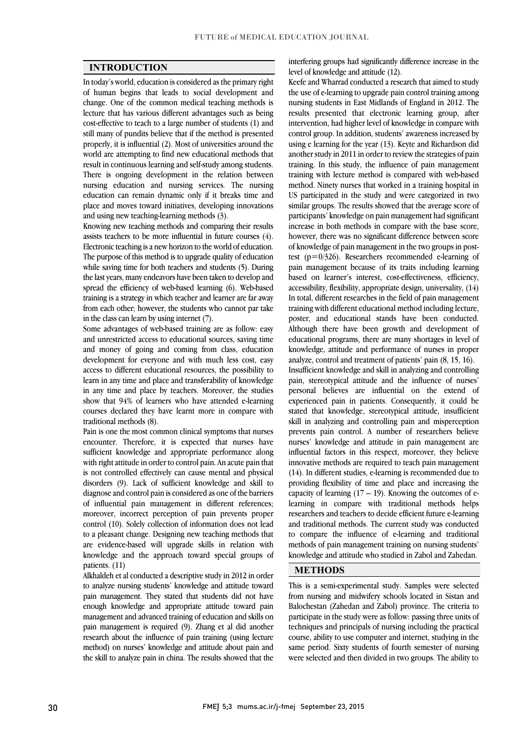## INTRODUCTION

In today's world, education is considered as the primary right of human begins that leads to social development and change. One of the common medical teaching methods is lecture that has various different advantages such as being cost-effective to teach to a large number of students (1) and still many of pundits believe that if the method is presented properly, it is influential (2). Most of universities around the world are attempting to find new educational methods that result in continuous learning and self-study among students. There is ongoing development in the relation between nursing education and nursing services. The nursing education can remain dynamic only if it breaks time and place and moves toward initiatives, developing innovations and using new teaching-learning methods (3).

Knowing new teaching methods and comparing their results assists teachers to be more influential in future courses (4). Electronic teaching is a new horizon to the world of education. The purpose of this method is to upgrade quality of education while saving time for both teachers and students (5). During the last years, many endeavors have been taken to develop and spread the efficiency of web-based learning (6). Web-based training is a strategy in which teacher and learner are far away from each other; however, the students who cannot par take in the class can learn by using internet (7).

Some advantages of web-based training are as follow: easy and unrestricted access to educational sources, saving time and money of going and coming from class, education development for everyone and with much less cost, easy access to different educational resources, the possibility to learn in any time and place and transferability of knowledge in any time and place by teachers. Moreover, the studies show that 94% of learners who have attended e-learning courses declared they have learnt more in compare with traditional methods (8).

Pain is one the most common clinical symptoms that nurses encounter. Therefore, it is expected that nurses have sufficient knowledge and appropriate performance along with right attitude in order to control pain. An acute pain that is not controlled effectively can cause mental and physical disorders (9). Lack of sufficient knowledge and skill to diagnose and control pain is considered as one of the barriers of influential pain management in different references; moreover, incorrect perception of pain prevents proper control (10). Solely collection of information does not lead to a pleasant change. Designing new teaching methods that are evidence-based will upgrade skills in relation with knowledge and the approach toward special groups of patients. (11)

Alkhaldeh et al conducted a descriptive study in 2012 in order to analyze nursing students' knowledge and attitude toward pain management. They stated that students did not have enough knowledge and appropriate attitude toward pain management and advanced training of education and skills on pain management is required (9). Zhang et al did another research about the influence of pain training (using lecture method) on nurses' knowledge and attitude about pain and the skill to analyze pain in china. The results showed that the interfering groups had significantly difference increase in the level of knowledge and attitude (12).

Keefe and Wharrad conducted a research that aimed to study the use of e-learning to upgrade pain control training among nursing students in East Midlands of England in 2012. The results presented that electronic learning group, after intervention, had higher level of knowledge in compare with control group. In addition, students' awareness increased by using e learning for the year (13). Keyte and Richardson did another study in 2011 in order to review the strategies of pain training. In this study, the influence of pain management training with lecture method is compared with web-based method. Ninety nurses that worked in a training hospital in US participated in the study and were categorized in two similar groups. The results showed that the average score of participants' knowledge on pain management had significant increase in both methods in compare with the base score, however, there was no significant difference between score of knowledge of pain management in the two groups in post-test ($p=0/326$). Researchers recommended e-learning of pain management because of its traits including learning based on learner's interest, cost-effectiveness, efficiency, accessibility, flexibility, appropriate design, universality, (14)

In total, different researches in the field of pain management training with different educational method including lecture, poster, and educational stands have been conducted. Although there have been growth and development of educational programs, there are many shortages in level of knowledge, attitude and performance of nurses in proper analyze, control and treatment of patients' pain (8, 15, 16).

Insufficient knowledge and skill in analyzing and controlling pain, stereotypical attitude and the influence of nurses' personal believes are influential on the extend of experienced pain in patients. Consequently, it could be stated that knowledge, stereotypical attitude, insufficient skill in analyzing and controlling pain and misperception prevents pain control. A number of researchers believe nurses' knowledge and attitude in pain management are influential factors in this respect, moreover, they believe innovative methods are required to teach pain management (14). In different studies, e-learning is recommended due to providing flexibility of time and place and increasing the capacity of learning (17 – 19). Knowing the outcomes of e-learning in compare with traditional methods helps researchers and teachers to decide efficient future e-learning and traditional methods. The current study was conducted to compare the influence of e-learning and traditional methods of pain management training on nursing students' knowledge and attitude who studied in Zabol and Zahedan.

## METHODS

This is a semi-experimental study. Samples were selected from nursing and midwifery schools located in Sistan and Balochestan (Zahedan and Zabol) province. The criteria to participate in the study were as follow: passing three units of techniques and principals of nursing including the practical course, ability to use computer and internet, studying in the same period. Sixty students of fourth semester of nursing were selected and then divided in two groups. The ability to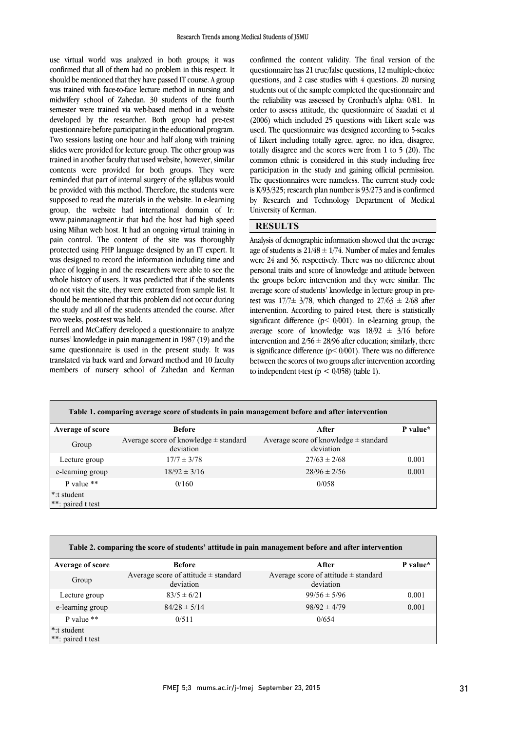use virtual world was analyzed in both groups; it was confirmed that all of them had no problem in this respect. It should be mentioned that they have passed IT course. A group was trained with face-to-face lecture method in nursing and midwifery school of Zahedan. 30 students of the fourth semester were trained via web-based method in a website developed by the researcher. Both group had pre-test questionnaire before participating in the educational program. Two sessions lasting one hour and half along with training slides were provided for lecture group. The other group was trained in another faculty that used website, however, similar contents were provided for both groups. They were reminded that part of internal surgery of the syllabus would be provided with this method. Therefore, the students were supposed to read the materials in the website. In e-learning group, the website had international domain of Ir: www.painmanagment.ir that had the host had high speed using Mihan web host. It had an ongoing virtual training in pain control. The content of the site was thoroughly protected using PHP language designed by an IT expert. It was designed to record the information including time and place of logging in and the researchers were able to see the whole history of users. It was predicted that if the students do not visit the site, they were extracted from sample list. It should be mentioned that this problem did not occur during the study and all of the students attended the course. After two weeks, post-test was held.

Ferrell and McCaffery developed a questionnaire to analyze nurses' knowledge in pain management in 1987 (19) and the same questionnaire is used in the present study. It was translated via back ward and forward method and 10 faculty members of nursery school of Zahedan and Kerman confirmed the content validity. The final version of the questionnaire has 21 true/false questions, 12 multiple-choice questions, and 2 case studies with 4 questions. 20 nursing students out of the sample completed the questionnaire and the reliability was assessed by Cronbach's alpha: 0/81. In order to assess attitude, the questionnaire of Saadati et al (2006) which included 25 questions with Likert scale was used. The questionnaire was designed according to 5-scales of Likert including totally agree, agree, no idea, disagree, totally disagree and the scores were from 1 to 5 (20). The common ethnic is considered in this study including free participation in the study and gaining official permission. The questionnaires were nameless. The current study code is K/93/325; research plan number is 93/273 and is confirmed by Research and Technology Department of Medical University of Kerman.

## RESULTS

Analysis of demographic information showed that the average age of students is $21/48 \pm 1/74$. Number of males and females were 24 and 36, respectively. There was no difference about personal traits and score of knowledge and attitude between the groups before intervention and they were similar. The average score of students' knowledge in lecture group in pre-test was $17/7\pm 3/78$, which changed to $27/63 \pm 2/68$ after intervention. According to paired t-test, there is statistically significant difference ($p< 0/001$). In e-learning group, the average score of knowledge was $18/92 \pm 3/16$ before intervention and $2/56 \pm 28/96$ after education; similarly, there is significance difference ($p< 0/001$). There was no difference between the scores of two groups after intervention according to independent t-test ($p < 0/058$) (table 1).

**Table 1. comparing average score of students in pain management before and after intervention**

| Average of score | Before | After | P value* |
|---|---|---|---|
| Group | Average score of knowledge ± standard deviation | Average score of knowledge ± standard deviation | |
| Lecture group | 17/7 ± 3/78 | 27/63 ± 2/68 | 0.001 |
| e-learning group | 18/92 ± 3/16 | 28/96 ± 2/56 | 0.001 |
| P value ** | 0/160 | 0/058 | |

*:t student
**: paired t test

**Table 2. comparing the score of students' attitude in pain management before and after intervention**

| Average of score | Before | After | P value* |
|---|---|---|---|
| Group | Average score of attitude ± standard deviation | Average score of attitude ± standard deviation | |
| Lecture group | 83/5 ± 6/21 | 99/56 ± 5/96 | 0.001 |
| e-learning group | 84/28 ± 5/14 | 98/92 ± 4/79 | 0.001 |
| P value ** | 0/511 | 0/654 | |

*:t student
**: paired t test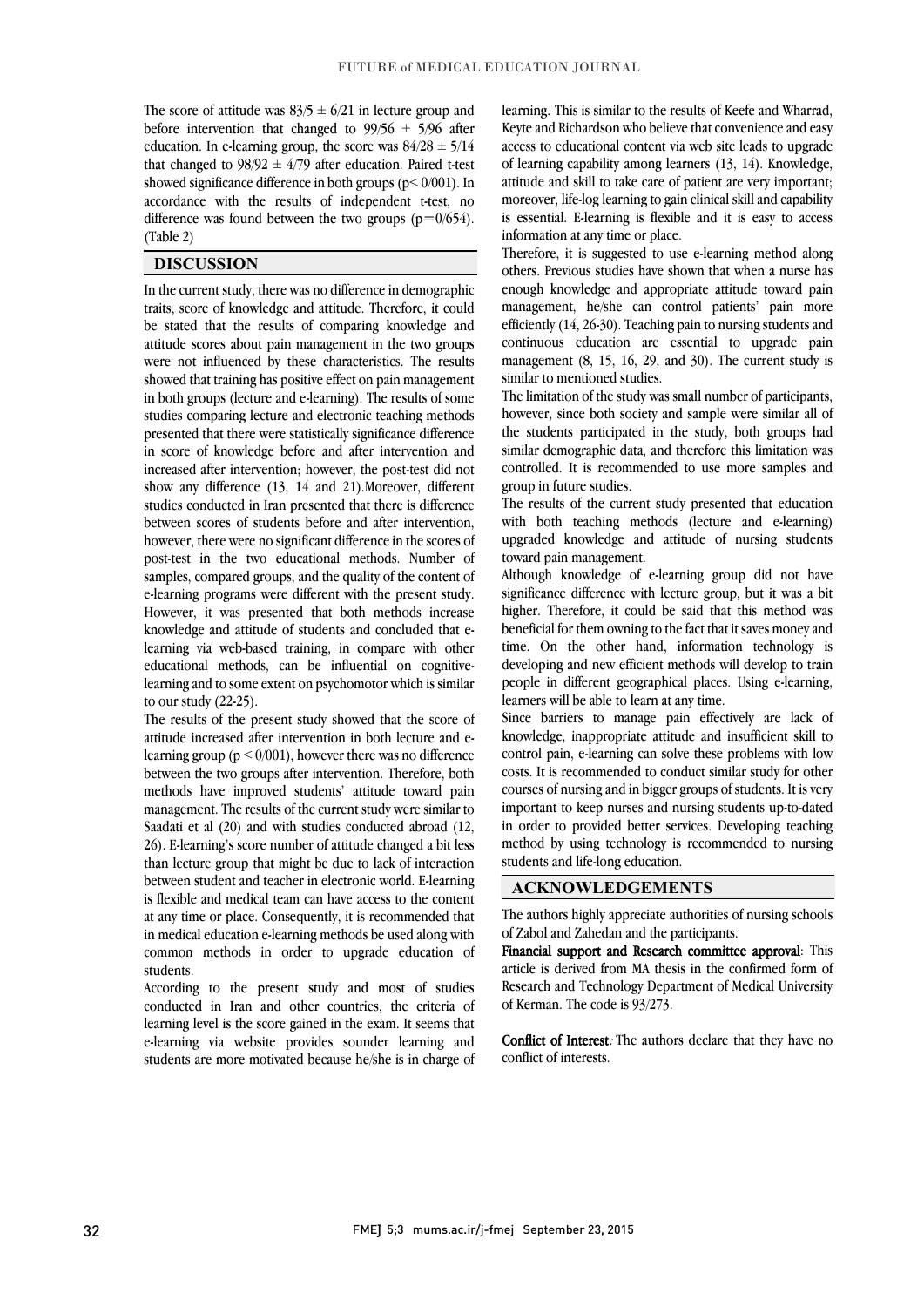The score of attitude was $83/5 \pm 6/21$ in lecture group and before intervention that changed to $99/56 \pm 5/96$ after education. In e-learning group, the score was $84/28 \pm 5/14$ that changed to $98/92 \pm 4/79$ after education. Paired t-test showed significance difference in both groups ($p< 0/001$). In accordance with the results of independent t-test, no difference was found between the two groups ($p=0/654$). (Table 2)

## DISCUSSION

In the current study, there was no difference in demographic traits, score of knowledge and attitude. Therefore, it could be stated that the results of comparing knowledge and attitude scores about pain management in the two groups were not influenced by these characteristics. The results showed that training has positive effect on pain management in both groups (lecture and e-learning). The results of some studies comparing lecture and electronic teaching methods presented that there were statistically significance difference in score of knowledge before and after intervention and increased after intervention; however, the post-test did not show any difference (13, 14 and 21).Moreover, different studies conducted in Iran presented that there is difference between scores of students before and after intervention, however, there were no significant difference in the scores of post-test in the two educational methods. Number of samples, compared groups, and the quality of the content of e-learning programs were different with the present study. However, it was presented that both methods increase knowledge and attitude of students and concluded that e-learning via web-based training, in compare with other educational methods, can be influential on cognitive-learning and to some extent on psychomotor which is similar to our study (22-25).

The results of the present study showed that the score of attitude increased after intervention in both lecture and e-learning group ($p < 0/001$), however there was no difference between the two groups after intervention. Therefore, both methods have improved students' attitude toward pain management. The results of the current study were similar to Saadati et al (20) and with studies conducted abroad (12, 26). E-learning's score number of attitude changed a bit less than lecture group that might be due to lack of interaction between student and teacher in electronic world. E-learning is flexible and medical team can have access to the content at any time or place. Consequently, it is recommended that in medical education e-learning methods be used along with common methods in order to upgrade education of students.

According to the present study and most of studies conducted in Iran and other countries, the criteria of learning level is the score gained in the exam. It seems that e-learning via website provides sounder learning and students are more motivated because he/she is in charge of learning. This is similar to the results of Keefe and Wharrad, Keyte and Richardson who believe that convenience and easy access to educational content via web site leads to upgrade of learning capability among learners (13, 14). Knowledge, attitude and skill to take care of patient are very important; moreover, life-log learning to gain clinical skill and capability is essential. E-learning is flexible and it is easy to access information at any time or place.

Therefore, it is suggested to use e-learning method along others. Previous studies have shown that when a nurse has enough knowledge and appropriate attitude toward pain management, he/she can control patients' pain more efficiently (14, 26-30). Teaching pain to nursing students and continuous education are essential to upgrade pain management (8, 15, 16, 29, and 30). The current study is similar to mentioned studies.

The limitation of the study was small number of participants, however, since both society and sample were similar all of the students participated in the study, both groups had similar demographic data, and therefore this limitation was controlled. It is recommended to use more samples and group in future studies.

The results of the current study presented that education with both teaching methods (lecture and e-learning) upgraded knowledge and attitude of nursing students toward pain management.

Although knowledge of e-learning group did not have significance difference with lecture group, but it was a bit higher. Therefore, it could be said that this method was beneficial for them owning to the fact that it saves money and time. On the other hand, information technology is developing and new efficient methods will develop to train people in different geographical places. Using e-learning, learners will be able to learn at any time.

Since barriers to manage pain effectively are lack of knowledge, inappropriate attitude and insufficient skill to control pain, e-learning can solve these problems with low costs. It is recommended to conduct similar study for other courses of nursing and in bigger groups of students. It is very important to keep nurses and nursing students up-to-dated in order to provided better services. Developing teaching method by using technology is recommended to nursing students and life-long education.

## ACKNOWLEDGEMENTS

The authors highly appreciate authorities of nursing schools of Zabol and Zahedan and the participants.

**Financial support and Research committee approval**: This article is derived from MA thesis in the confirmed form of Research and Technology Department of Medical University of Kerman. The code is 93/273.

**Conflict of Interest**: The authors declare that they have no conflict of interests.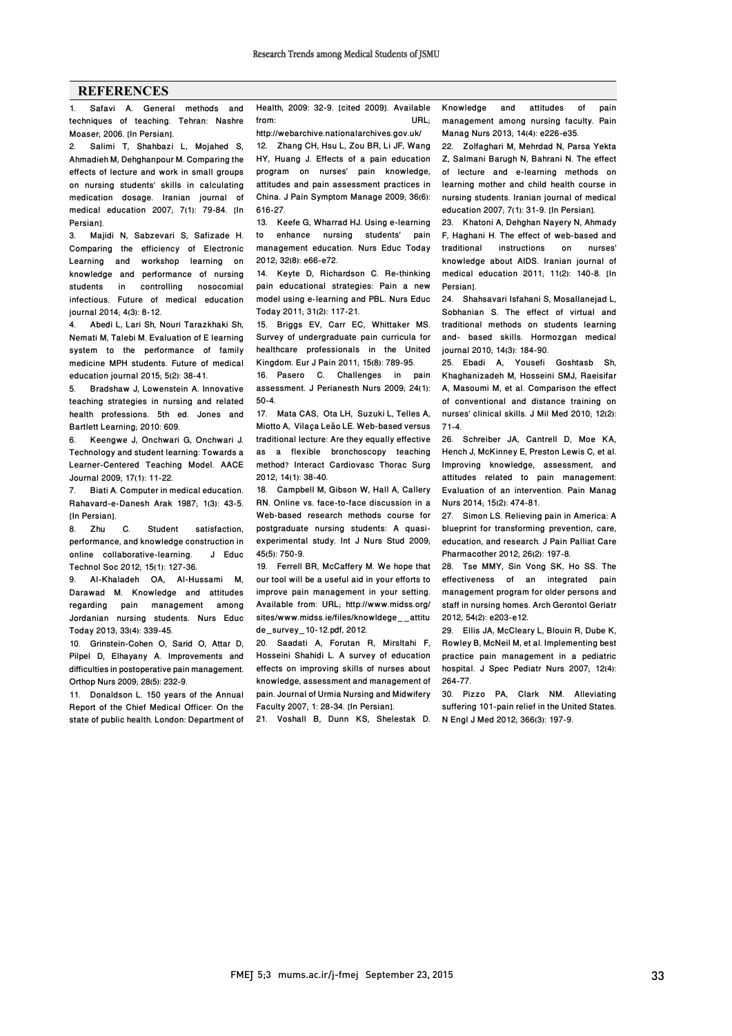## REFERENCES

1. Safavi A. General methods and techniques of teaching. Tehran: Nashre Moaser; 2006. [In Persian].
2. Salimi T, Shahbazi L, Mojahed S, Ahmadieh M, Dehghanpour M. Comparing the effects of lecture and work in small groups on nursing students' skills in calculating medication dosage. Iranian journal of medical education 2007; 7(1): 79-84. [In Persian].
3. Majidi N, Sabzevari S, Safizade H. Comparing the efficiency of Electronic Learning and workshop learning on knowledge and performance of nursing students in controlling nosocomial infectious. Future of medical education journal 2014; 4(3): 8-12.
4. Abedi L, Lari Sh, Nouri Tarazkhaki Sh, Nemati M, Talebi M. Evaluation of E learning system to the performance of family medicine MPH students. Future of medical education journal 2015; 5(2): 38-41.
5. Bradshaw J, Lowenstein A. Innovative teaching strategies in nursing and related health professions. 5th ed. Jones and Bartlett Learning; 2010: 609.
6. Keengwe J, Onchwari G, Onchwari J. Technology and student learning: Towards a Learner-Centered Teaching Model. AACE Journal 2009; 17(1): 11-22.
7. Biati A. Computer in medical education. Rahavard-e-Danesh Arak 1987; 1(3): 43-5. [In Persian].
8. Zhu C. Student satisfaction, performance, and knowledge construction in online collaborative-learning. J Educ Technol Soc 2012; 15(1): 127-36.
9. Al-Khaladeh OA, Al-Hussami M, Darawad M. Knowledge and attitudes regarding pain management among Jordanian nursing students. Nurs Educ Today 2013; 33(4): 339-45.
10. Grinstein-Cohen O, Sarid O, Attar D, Pilpel D, Elhayany A. Improvements and difficulties in postoperative pain management. Orthop Nurs 2009; 28(5): 232-9.
11. Donaldson L. 150 years of the Annual Report of the Chief Medical Officer: On the state of public health. London: Department of Health, 2009: 32-9. [cited 2009]. Available from: URL; http://webarchive.nationalarchives.gov.uk/
12. Zhang CH, Hsu L, Zou BR, Li JF, Wang HY, Huang J. Effects of a pain education program on nurses' pain knowledge, attitudes and pain assessment practices in China. J Pain Symptom Manage 2009; 36(6): 616-27.
13. Keefe G, Wharrad HJ. Using e-learning to enhance nursing students' pain management education. Nurs Educ Today 2012; 32(8): e66-e72.
14. Keyte D, Richardson C. Re-thinking pain educational strategies: Pain a new model using e-learning and PBL. Nurs Educ Today 2011; 31(2): 117-21.
15. Briggs EV, Carr EC, Whittaker MS. Survey of undergraduate pain curricula for healthcare professionals in the United Kingdom. Eur J Pain 2011; 15(8): 789-95.
16. Pasero C. Challenges in pain assessment. J Perianesth Nurs 2009; 24(1): 50-4.
17. Mata CAS, Ota LH, Suzuki L, Telles A, Miotto A, Vilaça Leão LE. Web-based versus traditional lecture: Are they equally effective as a flexible bronchoscopy teaching method? Interact Cardiovasc Thorac Surg 2012; 14(1): 38-40.
18. Campbell M, Gibson W, Hall A, Callery RN. Online vs. face-to-face discussion in a Web-based research methods course for postgraduate nursing students: A quasi-experimental study. Int J Nurs Stud 2009; 45(5): 750-9.
19. Ferrell BR, McCaffery M. We hope that our tool will be a useful aid in your efforts to improve pain management in your setting. Available from: URL; http://www.midss.org/sites/www.midss.ie/files/knowldege__attitude_survey_10-12.pdf, 2012.
20. Saadati A, Forutan R, Mirsltahi F, Hosseini Shahidi L. A survey of education effects on improving skills of nurses about knowledge, assessment and management of pain. Journal of Urmia Nursing and Midwifery Faculty 2007; 1: 28-34. [In Persian].
21. Voshall B, Dunn KS, Shelestak D. Knowledge and attitudes of pain management among nursing faculty. Pain Manag Nurs 2013; 14(4): e226-e35.
22. Zolfaghari M, Mehrdad N, Parsa Yekta Z, Salmani Barugh N, Bahrani N. The effect of lecture and e-learning methods on learning mother and child health course in nursing students. Iranian journal of medical education 2007; 7(1): 31-9. [In Persian].
23. Khatoni A, Dehghan Nayery N, Ahmady F, Haghani H. The effect of web-based and traditional instructions on nurses' knowledge about AIDS. Iranian journal of medical education 2011; 11(2): 140-8. [In Persian].
24. Shahsavari Isfahani S, Mosallanejad L, Sobhanian S. The effect of virtual and traditional methods on students learning and- based skills. Hormozgan medical journal 2010; 14(3): 184-90.
25. Ebadi A, Yousefi Goshtasb Sh, Khaghanizadeh M, Hosseini SMJ, Raeisifar A, Masoumi M, et al. Comparison the effect of conventional and distance training on nurses' clinical skills. J Mil Med 2010; 12(2): 71-4.
26. Schreiber JA, Cantrell D, Moe KA, Hench J, McKinney E, Preston Lewis C, et al. Improving knowledge, assessment, and attitudes related to pain management: Evaluation of an intervention. Pain Manag Nurs 2014; 15(2): 474-81.
27. Simon LS. Relieving pain in America: A blueprint for transforming prevention, care, education, and research. J Pain Palliat Care Pharmacother 2012; 26(2): 197-8.
28. Tse MMY, Sin Vong SK, Ho SS. The effectiveness of an integrated pain management program for older persons and staff in nursing homes. Arch Gerontol Geriatr 2012; 54(2): e203-e12.
29. Ellis JA, McCleary L, Blouin R, Dube K, Rowley B, McNeil M, et al. Implementing best practice pain management in a pediatric hospital. J Spec Pediatr Nurs 2007; 12(4): 264-77.
30. Pizzo PA, Clark NM. Alleviating suffering 101-pain relief in the United States. N Engl J Med 2012; 366(3): 197-9.